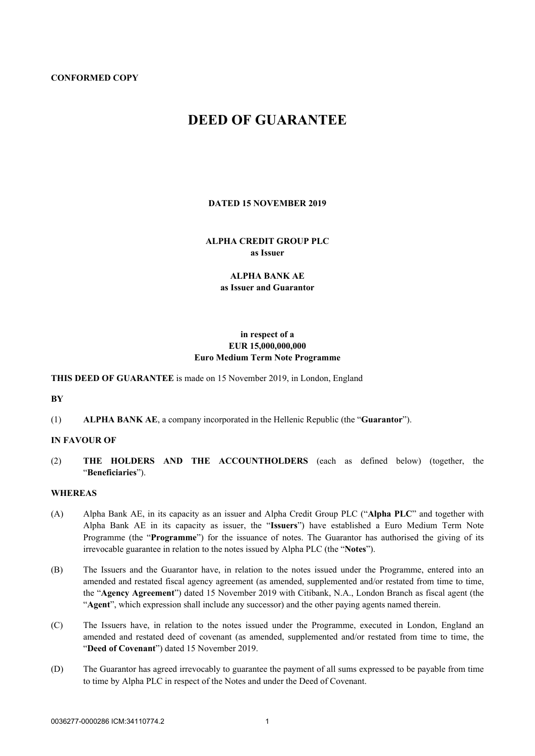**CONFORMED COPY**

# DEED OF GUARANTEE

**DATED 15 NOVEMBER 2019**

**ALPHA CREDIT GROUP PLC**
**as Issuer**

**ALPHA BANK AE**
**as Issuer and Guarantor**

**in respect of a**
**EUR 15,000,000,000**
**Euro Medium Term Note Programme**

**THIS DEED OF GUARANTEE** is made on 15 November 2019, in London, England

**BY**

(1) **ALPHA BANK AE**, a company incorporated in the Hellenic Republic (the "**Guarantor**").

**IN FAVOUR OF**

(2) **THE HOLDERS AND THE ACCOUNTHOLDERS** (each as defined below) (together, the "**Beneficiaries**").

**WHEREAS**

(A) Alpha Bank AE, in its capacity as an issuer and Alpha Credit Group PLC ("**Alpha PLC**" and together with Alpha Bank AE in its capacity as issuer, the "**Issuers**") have established a Euro Medium Term Note Programme (the "**Programme**") for the issuance of notes. The Guarantor has authorised the giving of its irrevocable guarantee in relation to the notes issued by Alpha PLC (the "**Notes**").

(B) The Issuers and the Guarantor have, in relation to the notes issued under the Programme, entered into an amended and restated fiscal agency agreement (as amended, supplemented and/or restated from time to time, the "**Agency Agreement**") dated 15 November 2019 with Citibank, N.A., London Branch as fiscal agent (the "**Agent**", which expression shall include any successor) and the other paying agents named therein.

(C) The Issuers have, in relation to the notes issued under the Programme, executed in London, England an amended and restated deed of covenant (as amended, supplemented and/or restated from time to time, the "**Deed of Covenant**") dated 15 November 2019.

(D) The Guarantor has agreed irrevocably to guarantee the payment of all sums expressed to be payable from time to time by Alpha PLC in respect of the Notes and under the Deed of Covenant.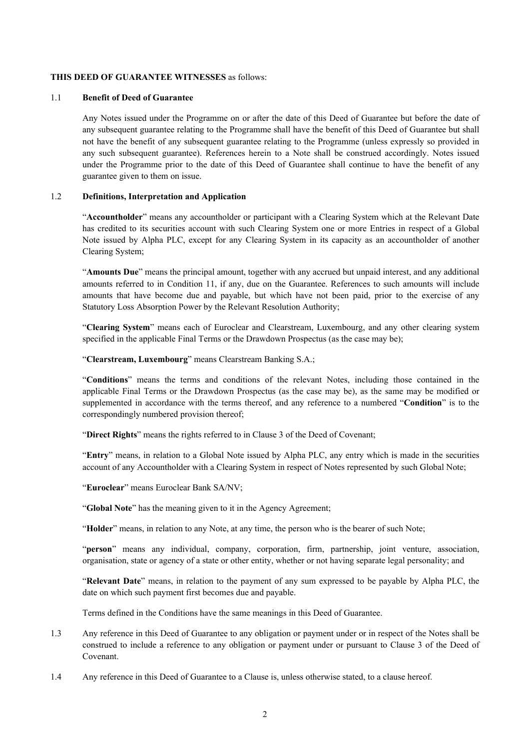**THIS DEED OF GUARANTEE WITNESSES** as follows:

1.1 **Benefit of Deed of Guarantee**

Any Notes issued under the Programme on or after the date of this Deed of Guarantee but before the date of any subsequent guarantee relating to the Programme shall have the benefit of this Deed of Guarantee but shall not have the benefit of any subsequent guarantee relating to the Programme (unless expressly so provided in any such subsequent guarantee). References herein to a Note shall be construed accordingly. Notes issued under the Programme prior to the date of this Deed of Guarantee shall continue to have the benefit of any guarantee given to them on issue.

1.2 **Definitions, Interpretation and Application**

"**Accountholder**" means any accountholder or participant with a Clearing System which at the Relevant Date has credited to its securities account with such Clearing System one or more Entries in respect of a Global Note issued by Alpha PLC, except for any Clearing System in its capacity as an accountholder of another Clearing System;

"**Amounts Due**" means the principal amount, together with any accrued but unpaid interest, and any additional amounts referred to in Condition 11, if any, due on the Guarantee. References to such amounts will include amounts that have become due and payable, but which have not been paid, prior to the exercise of any Statutory Loss Absorption Power by the Relevant Resolution Authority;

"**Clearing System**" means each of Euroclear and Clearstream, Luxembourg, and any other clearing system specified in the applicable Final Terms or the Drawdown Prospectus (as the case may be);

"**Clearstream, Luxembourg**" means Clearstream Banking S.A.;

"**Conditions**" means the terms and conditions of the relevant Notes, including those contained in the applicable Final Terms or the Drawdown Prospectus (as the case may be), as the same may be modified or supplemented in accordance with the terms thereof, and any reference to a numbered "**Condition**" is to the correspondingly numbered provision thereof;

"**Direct Rights**" means the rights referred to in Clause 3 of the Deed of Covenant;

"**Entry**" means, in relation to a Global Note issued by Alpha PLC, any entry which is made in the securities account of any Accountholder with a Clearing System in respect of Notes represented by such Global Note;

"**Euroclear**" means Euroclear Bank SA/NV;

"**Global Note**" has the meaning given to it in the Agency Agreement;

"**Holder**" means, in relation to any Note, at any time, the person who is the bearer of such Note;

"**person**" means any individual, company, corporation, firm, partnership, joint venture, association, organisation, state or agency of a state or other entity, whether or not having separate legal personality; and

"**Relevant Date**" means, in relation to the payment of any sum expressed to be payable by Alpha PLC, the date on which such payment first becomes due and payable.

Terms defined in the Conditions have the same meanings in this Deed of Guarantee.

1.3 Any reference in this Deed of Guarantee to any obligation or payment under or in respect of the Notes shall be construed to include a reference to any obligation or payment under or pursuant to Clause 3 of the Deed of Covenant.

1.4 Any reference in this Deed of Guarantee to a Clause is, unless otherwise stated, to a clause hereof.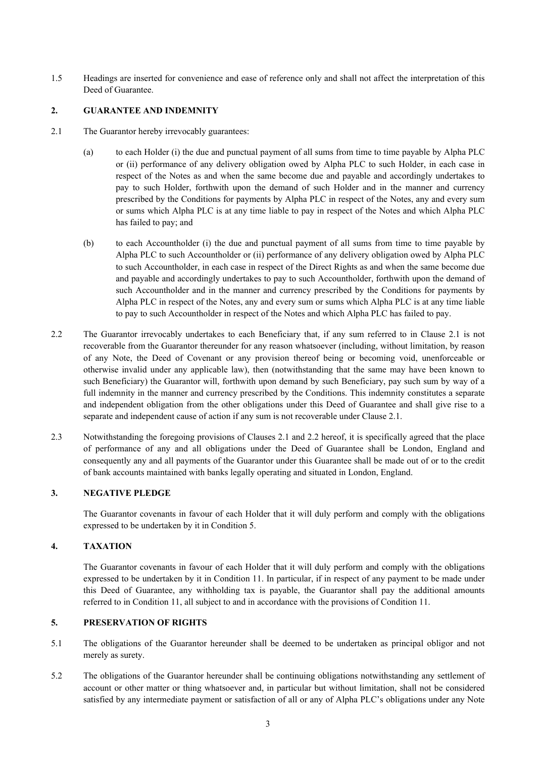1.5 Headings are inserted for convenience and ease of reference only and shall not affect the interpretation of this Deed of Guarantee.

## 2. GUARANTEE AND INDEMNITY

2.1 The Guarantor hereby irrevocably guarantees:

(a) to each Holder (i) the due and punctual payment of all sums from time to time payable by Alpha PLC or (ii) performance of any delivery obligation owed by Alpha PLC to such Holder, in each case in respect of the Notes as and when the same become due and payable and accordingly undertakes to pay to such Holder, forthwith upon the demand of such Holder and in the manner and currency prescribed by the Conditions for payments by Alpha PLC in respect of the Notes, any and every sum or sums which Alpha PLC is at any time liable to pay in respect of the Notes and which Alpha PLC has failed to pay; and

(b) to each Accountholder (i) the due and punctual payment of all sums from time to time payable by Alpha PLC to such Accountholder or (ii) performance of any delivery obligation owed by Alpha PLC to such Accountholder, in each case in respect of the Direct Rights as and when the same become due and payable and accordingly undertakes to pay to such Accountholder, forthwith upon the demand of such Accountholder and in the manner and currency prescribed by the Conditions for payments by Alpha PLC in respect of the Notes, any and every sum or sums which Alpha PLC is at any time liable to pay to such Accountholder in respect of the Notes and which Alpha PLC has failed to pay.

2.2 The Guarantor irrevocably undertakes to each Beneficiary that, if any sum referred to in Clause 2.1 is not recoverable from the Guarantor thereunder for any reason whatsoever (including, without limitation, by reason of any Note, the Deed of Covenant or any provision thereof being or becoming void, unenforceable or otherwise invalid under any applicable law), then (notwithstanding that the same may have been known to such Beneficiary) the Guarantor will, forthwith upon demand by such Beneficiary, pay such sum by way of a full indemnity in the manner and currency prescribed by the Conditions. This indemnity constitutes a separate and independent obligation from the other obligations under this Deed of Guarantee and shall give rise to a separate and independent cause of action if any sum is not recoverable under Clause 2.1.

2.3 Notwithstanding the foregoing provisions of Clauses 2.1 and 2.2 hereof, it is specifically agreed that the place of performance of any and all obligations under the Deed of Guarantee shall be London, England and consequently any and all payments of the Guarantor under this Guarantee shall be made out of or to the credit of bank accounts maintained with banks legally operating and situated in London, England.

## 3. NEGATIVE PLEDGE

The Guarantor covenants in favour of each Holder that it will duly perform and comply with the obligations expressed to be undertaken by it in Condition 5.

## 4. TAXATION

The Guarantor covenants in favour of each Holder that it will duly perform and comply with the obligations expressed to be undertaken by it in Condition 11. In particular, if in respect of any payment to be made under this Deed of Guarantee, any withholding tax is payable, the Guarantor shall pay the additional amounts referred to in Condition 11, all subject to and in accordance with the provisions of Condition 11.

## 5. PRESERVATION OF RIGHTS

5.1 The obligations of the Guarantor hereunder shall be deemed to be undertaken as principal obligor and not merely as surety.

5.2 The obligations of the Guarantor hereunder shall be continuing obligations notwithstanding any settlement of account or other matter or thing whatsoever and, in particular but without limitation, shall not be considered satisfied by any intermediate payment or satisfaction of all or any of Alpha PLC's obligations under any Note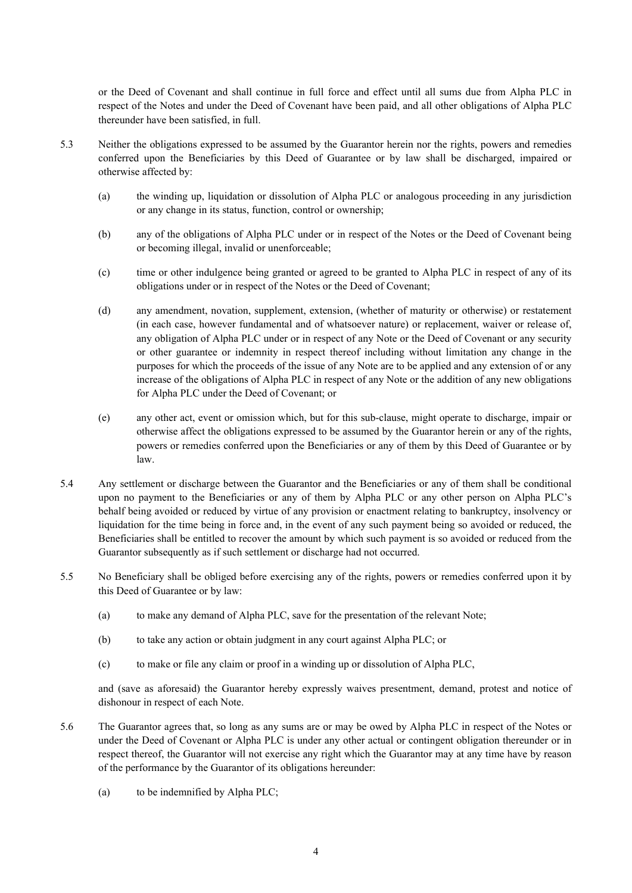or the Deed of Covenant and shall continue in full force and effect until all sums due from Alpha PLC in respect of the Notes and under the Deed of Covenant have been paid, and all other obligations of Alpha PLC thereunder have been satisfied, in full.

5.3 Neither the obligations expressed to be assumed by the Guarantor herein nor the rights, powers and remedies conferred upon the Beneficiaries by this Deed of Guarantee or by law shall be discharged, impaired or otherwise affected by:

(a) the winding up, liquidation or dissolution of Alpha PLC or analogous proceeding in any jurisdiction or any change in its status, function, control or ownership;

(b) any of the obligations of Alpha PLC under or in respect of the Notes or the Deed of Covenant being or becoming illegal, invalid or unenforceable;

(c) time or other indulgence being granted or agreed to be granted to Alpha PLC in respect of any of its obligations under or in respect of the Notes or the Deed of Covenant;

(d) any amendment, novation, supplement, extension, (whether of maturity or otherwise) or restatement (in each case, however fundamental and of whatsoever nature) or replacement, waiver or release of, any obligation of Alpha PLC under or in respect of any Note or the Deed of Covenant or any security or other guarantee or indemnity in respect thereof including without limitation any change in the purposes for which the proceeds of the issue of any Note are to be applied and any extension of or any increase of the obligations of Alpha PLC in respect of any Note or the addition of any new obligations for Alpha PLC under the Deed of Covenant; or

(e) any other act, event or omission which, but for this sub-clause, might operate to discharge, impair or otherwise affect the obligations expressed to be assumed by the Guarantor herein or any of the rights, powers or remedies conferred upon the Beneficiaries or any of them by this Deed of Guarantee or by law.

5.4 Any settlement or discharge between the Guarantor and the Beneficiaries or any of them shall be conditional upon no payment to the Beneficiaries or any of them by Alpha PLC or any other person on Alpha PLC's behalf being avoided or reduced by virtue of any provision or enactment relating to bankruptcy, insolvency or liquidation for the time being in force and, in the event of any such payment being so avoided or reduced, the Beneficiaries shall be entitled to recover the amount by which such payment is so avoided or reduced from the Guarantor subsequently as if such settlement or discharge had not occurred.

5.5 No Beneficiary shall be obliged before exercising any of the rights, powers or remedies conferred upon it by this Deed of Guarantee or by law:

(a) to make any demand of Alpha PLC, save for the presentation of the relevant Note;

(b) to take any action or obtain judgment in any court against Alpha PLC; or

(c) to make or file any claim or proof in a winding up or dissolution of Alpha PLC,

and (save as aforesaid) the Guarantor hereby expressly waives presentment, demand, protest and notice of dishonour in respect of each Note.

5.6 The Guarantor agrees that, so long as any sums are or may be owed by Alpha PLC in respect of the Notes or under the Deed of Covenant or Alpha PLC is under any other actual or contingent obligation thereunder or in respect thereof, the Guarantor will not exercise any right which the Guarantor may at any time have by reason of the performance by the Guarantor of its obligations hereunder:

(a) to be indemnified by Alpha PLC;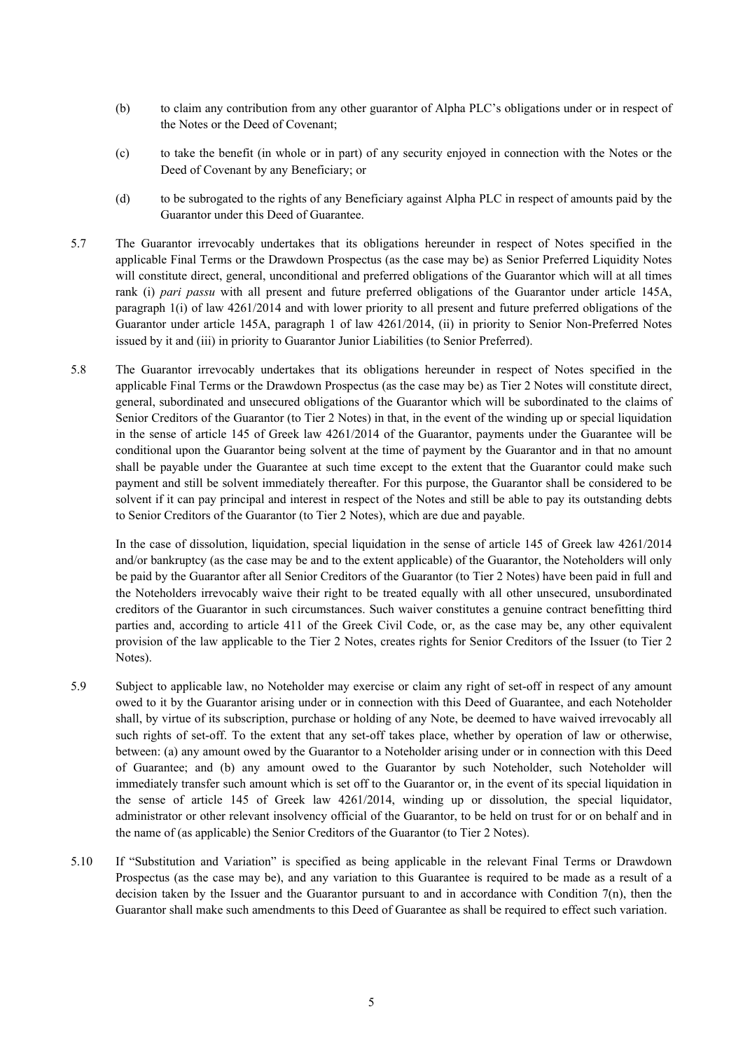(b) to claim any contribution from any other guarantor of Alpha PLC's obligations under or in respect of the Notes or the Deed of Covenant;

(c) to take the benefit (in whole or in part) of any security enjoyed in connection with the Notes or the Deed of Covenant by any Beneficiary; or

(d) to be subrogated to the rights of any Beneficiary against Alpha PLC in respect of amounts paid by the Guarantor under this Deed of Guarantee.

5.7 The Guarantor irrevocably undertakes that its obligations hereunder in respect of Notes specified in the applicable Final Terms or the Drawdown Prospectus (as the case may be) as Senior Preferred Liquidity Notes will constitute direct, general, unconditional and preferred obligations of the Guarantor which will at all times rank (i) *pari passu* with all present and future preferred obligations of the Guarantor under article 145A, paragraph 1(i) of law 4261/2014 and with lower priority to all present and future preferred obligations of the Guarantor under article 145A, paragraph 1 of law 4261/2014, (ii) in priority to Senior Non-Preferred Notes issued by it and (iii) in priority to Guarantor Junior Liabilities (to Senior Preferred).

5.8 The Guarantor irrevocably undertakes that its obligations hereunder in respect of Notes specified in the applicable Final Terms or the Drawdown Prospectus (as the case may be) as Tier 2 Notes will constitute direct, general, subordinated and unsecured obligations of the Guarantor which will be subordinated to the claims of Senior Creditors of the Guarantor (to Tier 2 Notes) in that, in the event of the winding up or special liquidation in the sense of article 145 of Greek law 4261/2014 of the Guarantor, payments under the Guarantee will be conditional upon the Guarantor being solvent at the time of payment by the Guarantor and in that no amount shall be payable under the Guarantee at such time except to the extent that the Guarantor could make such payment and still be solvent immediately thereafter. For this purpose, the Guarantor shall be considered to be solvent if it can pay principal and interest in respect of the Notes and still be able to pay its outstanding debts to Senior Creditors of the Guarantor (to Tier 2 Notes), which are due and payable.

In the case of dissolution, liquidation, special liquidation in the sense of article 145 of Greek law 4261/2014 and/or bankruptcy (as the case may be and to the extent applicable) of the Guarantor, the Noteholders will only be paid by the Guarantor after all Senior Creditors of the Guarantor (to Tier 2 Notes) have been paid in full and the Noteholders irrevocably waive their right to be treated equally with all other unsecured, unsubordinated creditors of the Guarantor in such circumstances. Such waiver constitutes a genuine contract benefitting third parties and, according to article 411 of the Greek Civil Code, or, as the case may be, any other equivalent provision of the law applicable to the Tier 2 Notes, creates rights for Senior Creditors of the Issuer (to Tier 2 Notes).

5.9 Subject to applicable law, no Noteholder may exercise or claim any right of set-off in respect of any amount owed to it by the Guarantor arising under or in connection with this Deed of Guarantee, and each Noteholder shall, by virtue of its subscription, purchase or holding of any Note, be deemed to have waived irrevocably all such rights of set-off. To the extent that any set-off takes place, whether by operation of law or otherwise, between: (a) any amount owed by the Guarantor to a Noteholder arising under or in connection with this Deed of Guarantee; and (b) any amount owed to the Guarantor by such Noteholder, such Noteholder will immediately transfer such amount which is set off to the Guarantor or, in the event of its special liquidation in the sense of article 145 of Greek law 4261/2014, winding up or dissolution, the special liquidator, administrator or other relevant insolvency official of the Guarantor, to be held on trust for or on behalf and in the name of (as applicable) the Senior Creditors of the Guarantor (to Tier 2 Notes).

5.10 If "Substitution and Variation" is specified as being applicable in the relevant Final Terms or Drawdown Prospectus (as the case may be), and any variation to this Guarantee is required to be made as a result of a decision taken by the Issuer and the Guarantor pursuant to and in accordance with Condition 7(n), then the Guarantor shall make such amendments to this Deed of Guarantee as shall be required to effect such variation.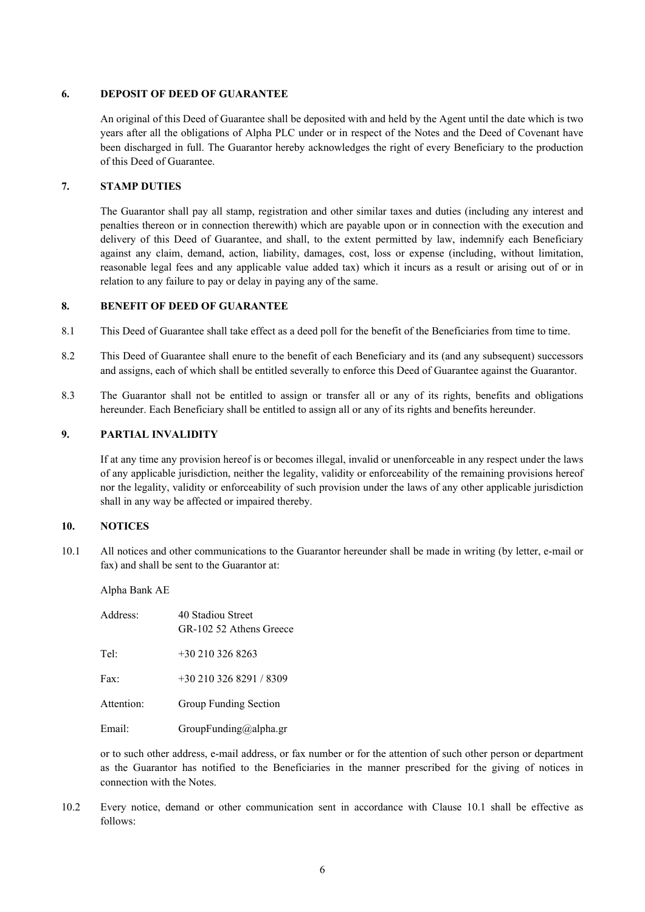## 6. DEPOSIT OF DEED OF GUARANTEE

An original of this Deed of Guarantee shall be deposited with and held by the Agent until the date which is two years after all the obligations of Alpha PLC under or in respect of the Notes and the Deed of Covenant have been discharged in full. The Guarantor hereby acknowledges the right of every Beneficiary to the production of this Deed of Guarantee.

## 7. STAMP DUTIES

The Guarantor shall pay all stamp, registration and other similar taxes and duties (including any interest and penalties thereon or in connection therewith) which are payable upon or in connection with the execution and delivery of this Deed of Guarantee, and shall, to the extent permitted by law, indemnify each Beneficiary against any claim, demand, action, liability, damages, cost, loss or expense (including, without limitation, reasonable legal fees and any applicable value added tax) which it incurs as a result or arising out of or in relation to any failure to pay or delay in paying any of the same.

## 8. BENEFIT OF DEED OF GUARANTEE

8.1 This Deed of Guarantee shall take effect as a deed poll for the benefit of the Beneficiaries from time to time.

8.2 This Deed of Guarantee shall enure to the benefit of each Beneficiary and its (and any subsequent) successors and assigns, each of which shall be entitled severally to enforce this Deed of Guarantee against the Guarantor.

8.3 The Guarantor shall not be entitled to assign or transfer all or any of its rights, benefits and obligations hereunder. Each Beneficiary shall be entitled to assign all or any of its rights and benefits hereunder.

## 9. PARTIAL INVALIDITY

If at any time any provision hereof is or becomes illegal, invalid or unenforceable in any respect under the laws of any applicable jurisdiction, neither the legality, validity or enforceability of the remaining provisions hereof nor the legality, validity or enforceability of such provision under the laws of any other applicable jurisdiction shall in any way be affected or impaired thereby.

## 10. NOTICES

10.1 All notices and other communications to the Guarantor hereunder shall be made in writing (by letter, e-mail or fax) and shall be sent to the Guarantor at:

Alpha Bank AE

| | |
|---|---|
| Address: | 40 Stadiou Street<br>GR-102 52 Athens Greece |
| Tel: | +30 210 326 8263 |
| Fax: | +30 210 326 8291 / 8309 |
| Attention: | Group Funding Section |
| Email: | GroupFunding@alpha.gr |

or to such other address, e-mail address, or fax number or for the attention of such other person or department as the Guarantor has notified to the Beneficiaries in the manner prescribed for the giving of notices in connection with the Notes.

10.2 Every notice, demand or other communication sent in accordance with Clause 10.1 shall be effective as follows: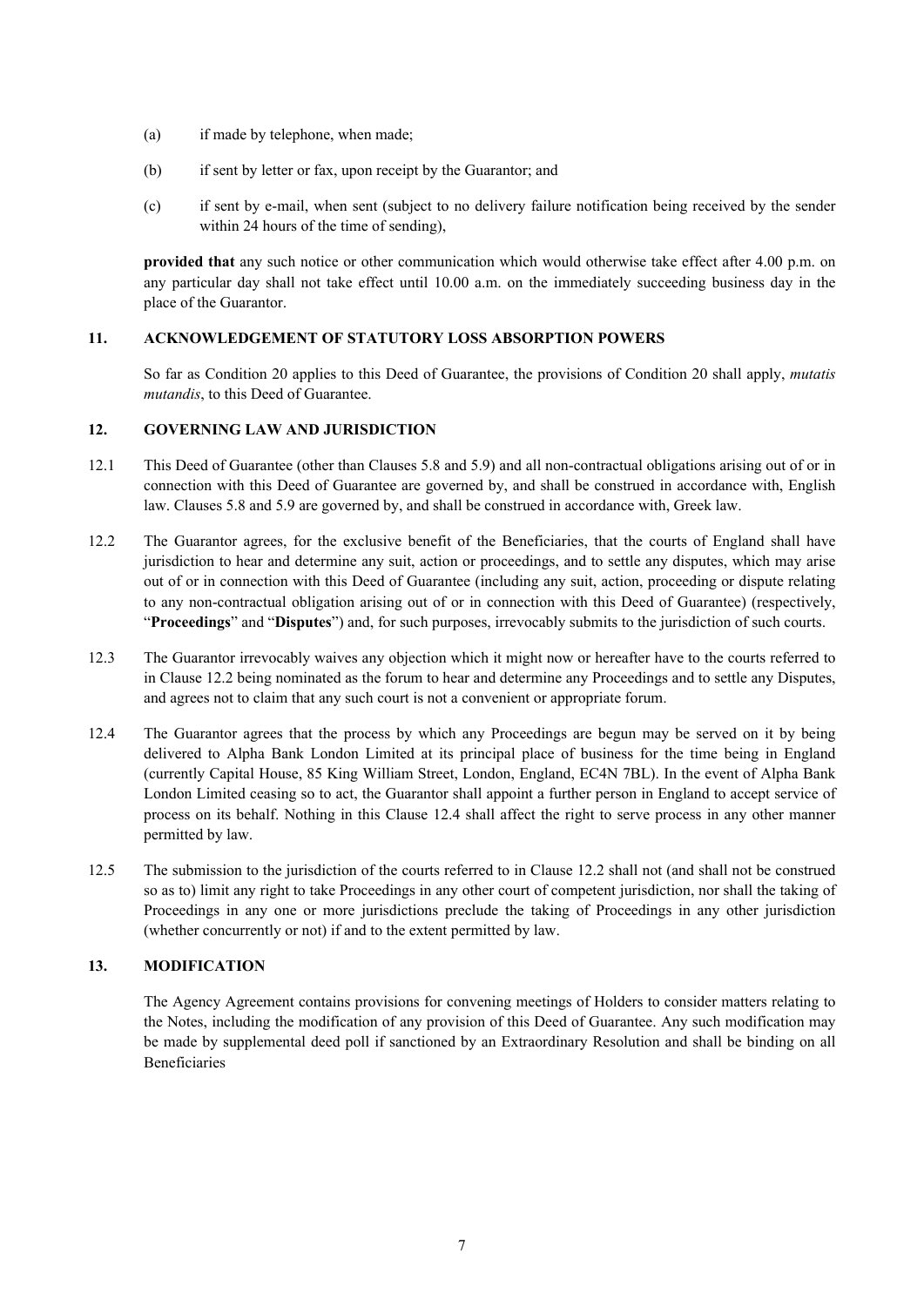(a) if made by telephone, when made;

(b) if sent by letter or fax, upon receipt by the Guarantor; and

(c) if sent by e-mail, when sent (subject to no delivery failure notification being received by the sender within 24 hours of the time of sending),

**provided that** any such notice or other communication which would otherwise take effect after 4.00 p.m. on any particular day shall not take effect until 10.00 a.m. on the immediately succeeding business day in the place of the Guarantor.

## 11. ACKNOWLEDGEMENT OF STATUTORY LOSS ABSORPTION POWERS

So far as Condition 20 applies to this Deed of Guarantee, the provisions of Condition 20 shall apply, *mutatis mutandis*, to this Deed of Guarantee.

## 12. GOVERNING LAW AND JURISDICTION

12.1 This Deed of Guarantee (other than Clauses 5.8 and 5.9) and all non-contractual obligations arising out of or in connection with this Deed of Guarantee are governed by, and shall be construed in accordance with, English law. Clauses 5.8 and 5.9 are governed by, and shall be construed in accordance with, Greek law.

12.2 The Guarantor agrees, for the exclusive benefit of the Beneficiaries, that the courts of England shall have jurisdiction to hear and determine any suit, action or proceedings, and to settle any disputes, which may arise out of or in connection with this Deed of Guarantee (including any suit, action, proceeding or dispute relating to any non-contractual obligation arising out of or in connection with this Deed of Guarantee) (respectively, "**Proceedings**" and "**Disputes**") and, for such purposes, irrevocably submits to the jurisdiction of such courts.

12.3 The Guarantor irrevocably waives any objection which it might now or hereafter have to the courts referred to in Clause 12.2 being nominated as the forum to hear and determine any Proceedings and to settle any Disputes, and agrees not to claim that any such court is not a convenient or appropriate forum.

12.4 The Guarantor agrees that the process by which any Proceedings are begun may be served on it by being delivered to Alpha Bank London Limited at its principal place of business for the time being in England (currently Capital House, 85 King William Street, London, England, EC4N 7BL). In the event of Alpha Bank London Limited ceasing so to act, the Guarantor shall appoint a further person in England to accept service of process on its behalf. Nothing in this Clause 12.4 shall affect the right to serve process in any other manner permitted by law.

12.5 The submission to the jurisdiction of the courts referred to in Clause 12.2 shall not (and shall not be construed so as to) limit any right to take Proceedings in any other court of competent jurisdiction, nor shall the taking of Proceedings in any one or more jurisdictions preclude the taking of Proceedings in any other jurisdiction (whether concurrently or not) if and to the extent permitted by law.

## 13. MODIFICATION

The Agency Agreement contains provisions for convening meetings of Holders to consider matters relating to the Notes, including the modification of any provision of this Deed of Guarantee. Any such modification may be made by supplemental deed poll if sanctioned by an Extraordinary Resolution and shall be binding on all Beneficiaries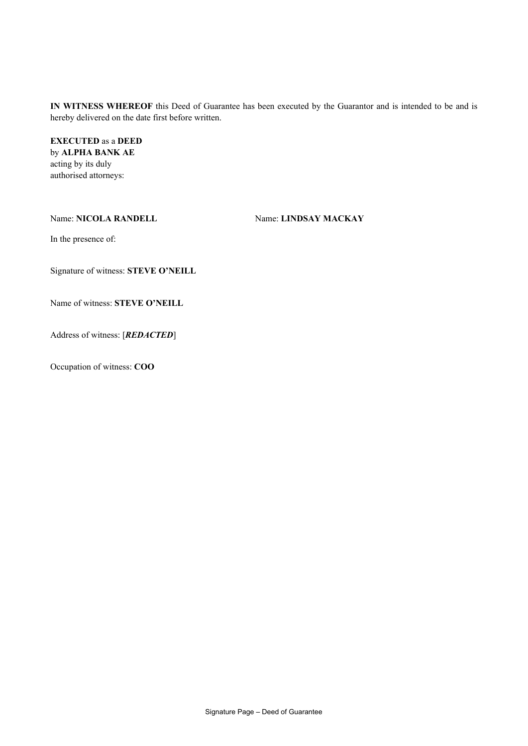**IN WITNESS WHEREOF** this Deed of Guarantee has been executed by the Guarantor and is intended to be and is hereby delivered on the date first before written.

**EXECUTED** as a **DEED**
by **ALPHA BANK AE**
acting by its duly
authorised attorneys:

Name: **NICOLA RANDELL**

Name: **LINDSAY MACKAY**

In the presence of:

Signature of witness: **STEVE O'NEILL**

Name of witness: **STEVE O'NEILL**

Address of witness: [***REDACTED***]

Occupation of witness: **COO**

Signature Page – Deed of Guarantee